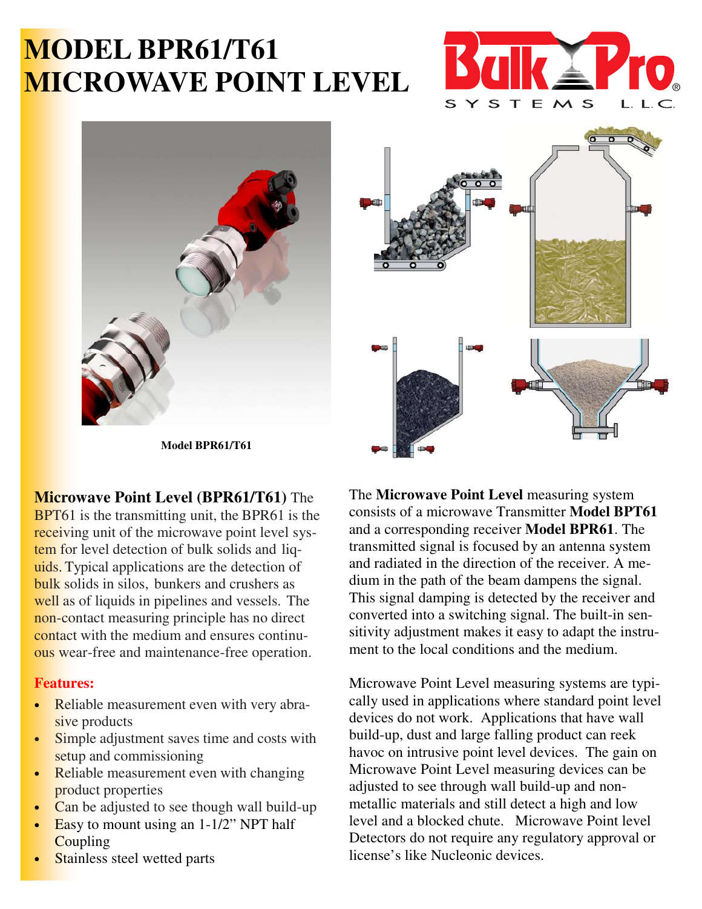# MODEL BPR61/T61 MICROWAVE POINT LEVEL

Model BPR61/T61

**Microwave Point Level (BPR61/T61)** The BPT61 is the transmitting unit, the BPR61 is the receiving unit of the microwave point level system for level detection of bulk solids and liquids. Typical applications are the detection of bulk solids in silos, bunkers and crushers as well as of liquids in pipelines and vessels. The non-contact measuring principle has no direct contact with the medium and ensures continuous wear-free and maintenance-free operation.

**Features:**

- Reliable measurement even with very abrasive products
- Simple adjustment saves time and costs with setup and commissioning
- Reliable measurement even with changing product properties
- Can be adjusted to see though wall build-up
- Easy to mount using an 1-1/2" NPT half Coupling
- Stainless steel wetted parts

The **Microwave Point Level** measuring system consists of a microwave Transmitter **Model BPT61** and a corresponding receiver **Model BPR61**. The transmitted signal is focused by an antenna system and radiated in the direction of the receiver. A medium in the path of the beam dampens the signal. This signal damping is detected by the receiver and converted into a switching signal. The built-in sensitivity adjustment makes it easy to adapt the instrument to the local conditions and the medium.

Microwave Point Level measuring systems are typically used in applications where standard point level devices do not work. Applications that have wall build-up, dust and large falling product can reek havoc on intrusive point level devices. The gain on Microwave Point Level measuring devices can be adjusted to see through wall build-up and non-metallic materials and still detect a high and low level and a blocked chute. Microwave Point level Detectors do not require any regulatory approval or license's like Nucleonic devices.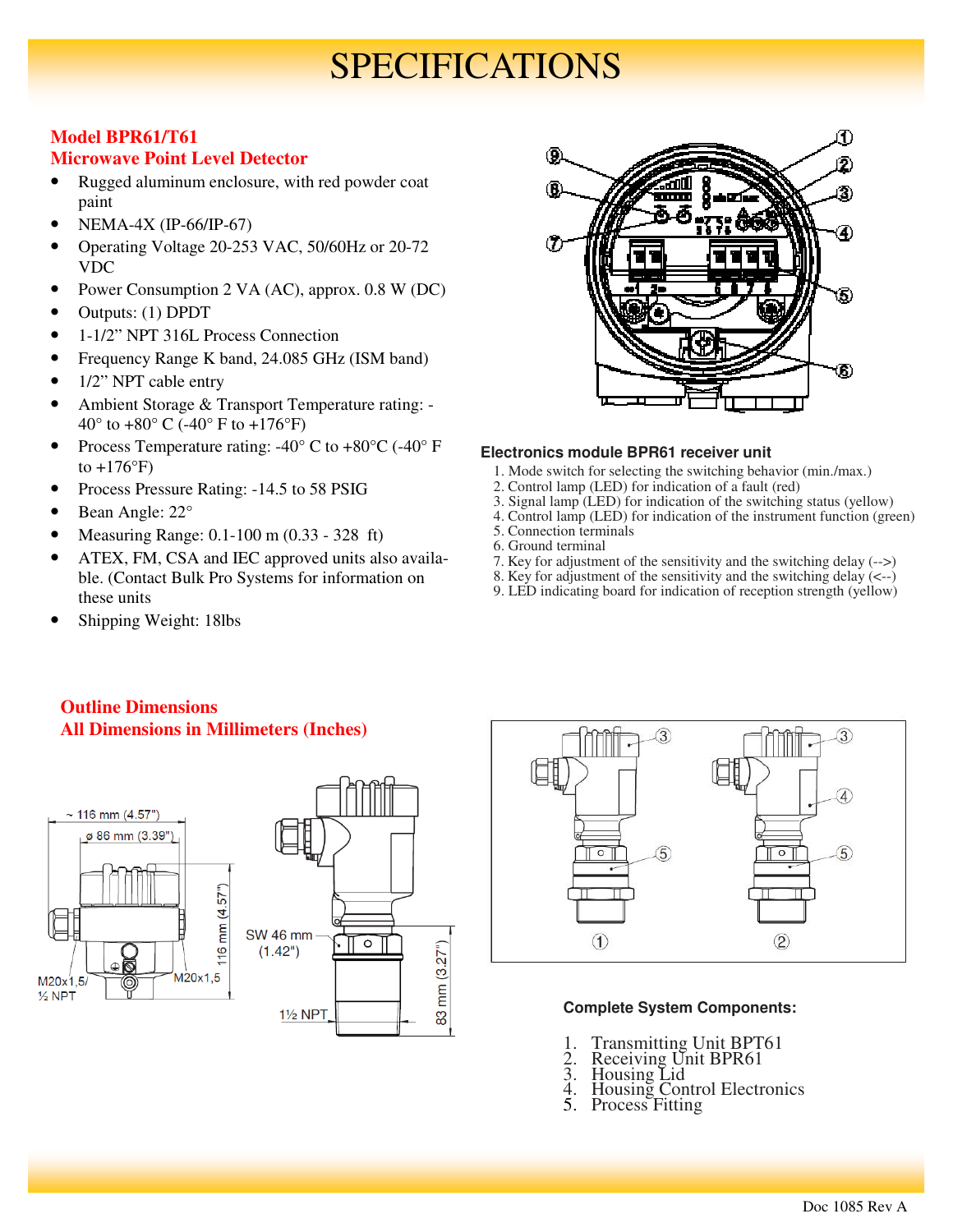# SPECIFICATIONS

## Model BPR61/T61
## Microwave Point Level Detector

- Rugged aluminum enclosure, with red powder coat paint
- NEMA-4X (IP-66/IP-67)
- Operating Voltage 20-253 VAC, 50/60Hz or 20-72 VDC
- Power Consumption 2 VA (AC), approx. 0.8 W (DC)
- Outputs: (1) DPDT
- 1-1/2" NPT 316L Process Connection
- Frequency Range K band, 24.085 GHz (ISM band)
- 1/2" NPT cable entry
- Ambient Storage & Transport Temperature rating: -40° to +80° C (-40° F to +176°F)
- Process Temperature rating: -40° C to +80°C (-40° F to +176°F)
- Process Pressure Rating: -14.5 to 58 PSIG
- Bean Angle: 22°
- Measuring Range: 0.1-100 m (0.33 - 328 ft)
- ATEX, FM, CSA and IEC approved units also available. (Contact Bulk Pro Systems for information on these units
- Shipping Weight: 18lbs

### Electronics module BPR61 receiver unit

1. Mode switch for selecting the switching behavior (min./max.)
2. Control lamp (LED) for indication of a fault (red)
3. Signal lamp (LED) for indication of the switching status (yellow)
4. Control lamp (LED) for indication of the instrument function (green)
5. Connection terminals
6. Ground terminal
7. Key for adjustment of the sensitivity and the switching delay (-->)
8. Key for adjustment of the sensitivity and the switching delay (<--)
9. LED indicating board for indication of reception strength (yellow)

## Outline Dimensions
## All Dimensions in Millimeters (Inches)

~ 116 mm (4.57")
ø 86 mm (3.39")
116 mm (4.57")
M20x1,5/ ½ NPT
M20x1,5
SW 46 mm (1.42")
1½ NPT
83 mm (3.27")

### Complete System Components:

1. Transmitting Unit BPT61
2. Receiving Unit BPR61
3. Housing Lid
4. Housing Control Electronics
5. Process Fitting

Doc 1085 Rev A